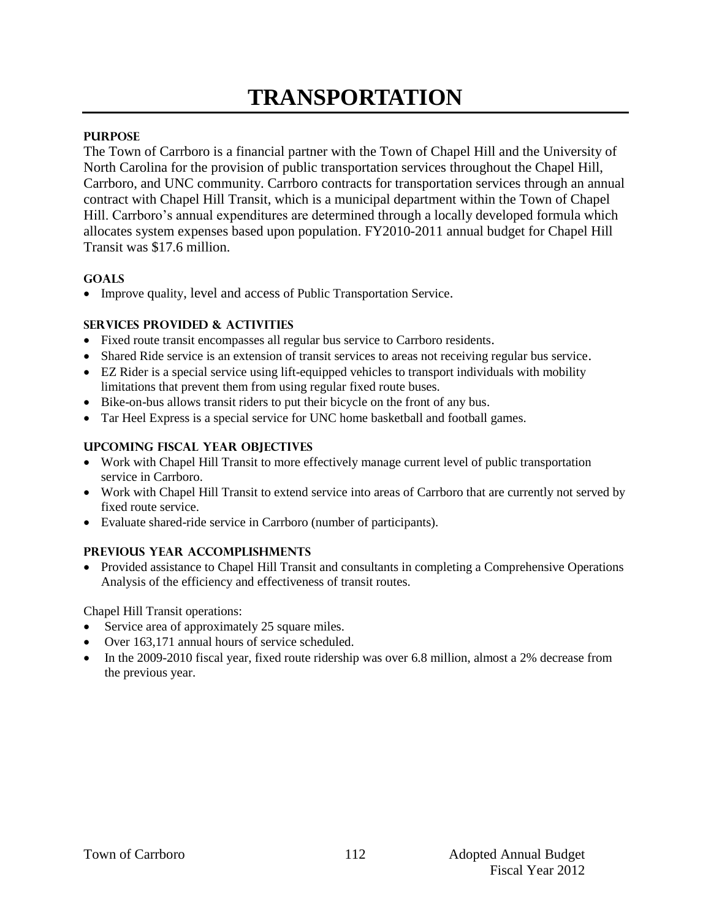# TRANSPORTATION

### PURPOSE

The Town of Carrboro is a financial partner with the Town of Chapel Hill and the University of North Carolina for the provision of public transportation services throughout the Chapel Hill, Carrboro, and UNC community. Carrboro contracts for transportation services through an annual contract with Chapel Hill Transit, which is a municipal department within the Town of Chapel Hill. Carrboro's annual expenditures are determined through a locally developed formula which allocates system expenses based upon population. FY2010-2011 annual budget for Chapel Hill Transit was $17.6 million.

### GOALS

- Improve quality, level and access of Public Transportation Service.

### SERVICES PROVIDED & ACTIVITIES

- Fixed route transit encompasses all regular bus service to Carrboro residents.
- Shared Ride service is an extension of transit services to areas not receiving regular bus service.
- EZ Rider is a special service using lift-equipped vehicles to transport individuals with mobility limitations that prevent them from using regular fixed route buses.
- Bike-on-bus allows transit riders to put their bicycle on the front of any bus.
- Tar Heel Express is a special service for UNC home basketball and football games.

### UPCOMING FISCAL YEAR OBJECTIVES

- Work with Chapel Hill Transit to more effectively manage current level of public transportation service in Carrboro.
- Work with Chapel Hill Transit to extend service into areas of Carrboro that are currently not served by fixed route service.
- Evaluate shared-ride service in Carrboro (number of participants).

### PREVIOUS YEAR ACCOMPLISHMENTS

- Provided assistance to Chapel Hill Transit and consultants in completing a Comprehensive Operations Analysis of the efficiency and effectiveness of transit routes.

Chapel Hill Transit operations:

- Service area of approximately 25 square miles.
- Over 163,171 annual hours of service scheduled.
- In the 2009-2010 fiscal year, fixed route ridership was over 6.8 million, almost a 2% decrease from the previous year.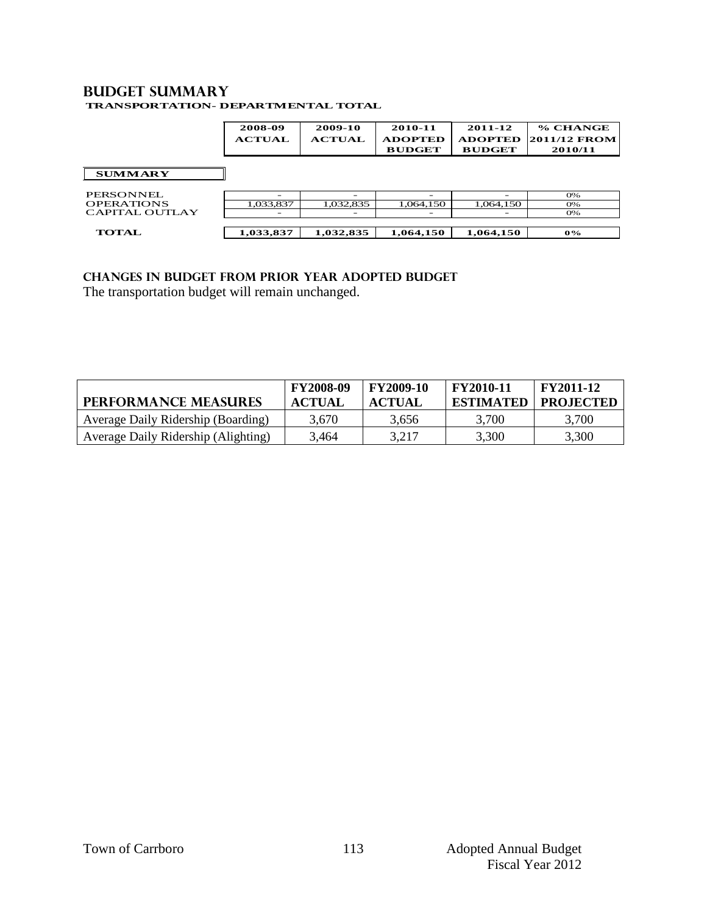## BUDGET SUMMARY

**TRANSPORTATION- DEPARTMENTAL TOTAL**

| | 2008-09 ACTUAL | 2009-10 ACTUAL | 2010-11 ADOPTED BUDGET | 2011-12 ADOPTED BUDGET | % CHANGE 2011/12 FROM 2010/11 |
|---|---|---|---|---|---|
| **SUMMARY** | | | | | |
| PERSONNEL | - | - | - | - | 0% |
| OPERATIONS | 1,033,837 | 1,032,835 | 1,064,150 | 1,064,150 | 0% |
| CAPITAL OUTLAY | - | - | - | - | 0% |
| **TOTAL** | **1,033,837** | **1,032,835** | **1,064,150** | **1,064,150** | **0%** |

### CHANGES IN BUDGET FROM PRIOR YEAR ADOPTED BUDGET

The transportation budget will remain unchanged.

| PERFORMANCE MEASURES | FY2008-09 ACTUAL | FY2009-10 ACTUAL | FY2010-11 ESTIMATED | FY2011-12 PROJECTED |
|---|---|---|---|---|
| Average Daily Ridership (Boarding) | 3,670 | 3,656 | 3,700 | 3,700 |
| Average Daily Ridership (Alighting) | 3,464 | 3,217 | 3,300 | 3,300 |